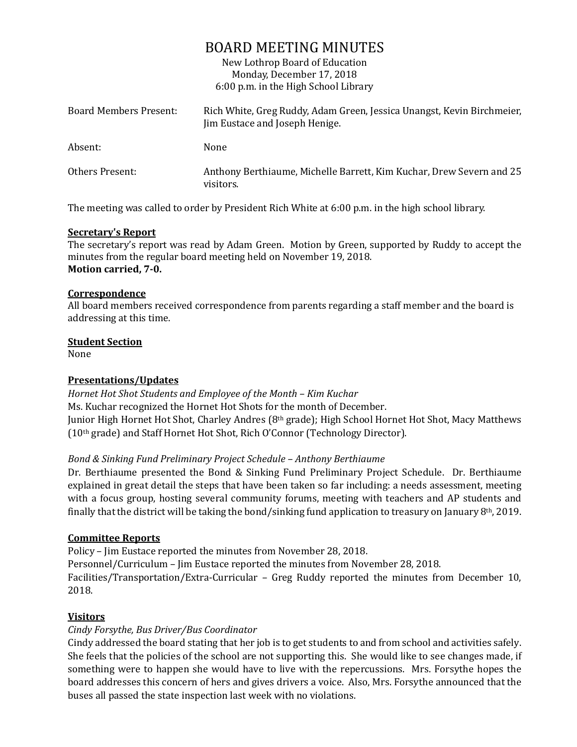# BOARD MEETING MINUTES

New Lothrop Board of Education
Monday, December 17, 2018
6:00 p.m. in the High School Library

| | |
|---|---|
| Board Members Present: | Rich White, Greg Ruddy, Adam Green, Jessica Unangst, Kevin Birchmeier, Jim Eustace and Joseph Henige. |
| Absent: | None |
| Others Present: | Anthony Berthiaume, Michelle Barrett, Kim Kuchar, Drew Severn and 25 visitors. |

The meeting was called to order by President Rich White at 6:00 p.m. in the high school library.

**Secretary's Report**

The secretary's report was read by Adam Green. Motion by Green, supported by Ruddy to accept the minutes from the regular board meeting held on November 19, 2018.
**Motion carried, 7-0.**

**Correspondence**

All board members received correspondence from parents regarding a staff member and the board is addressing at this time.

**Student Section**

None

**Presentations/Updates**

*Hornet Hot Shot Students and Employee of the Month – Kim Kuchar*

Ms. Kuchar recognized the Hornet Hot Shots for the month of December.
Junior High Hornet Hot Shot, Charley Andres (8th grade); High School Hornet Hot Shot, Macy Matthews (10th grade) and Staff Hornet Hot Shot, Rich O'Connor (Technology Director).

*Bond & Sinking Fund Preliminary Project Schedule – Anthony Berthiaume*

Dr. Berthiaume presented the Bond & Sinking Fund Preliminary Project Schedule. Dr. Berthiaume explained in great detail the steps that have been taken so far including: a needs assessment, meeting with a focus group, hosting several community forums, meeting with teachers and AP students and finally that the district will be taking the bond/sinking fund application to treasury on January 8th, 2019.

**Committee Reports**

Policy – Jim Eustace reported the minutes from November 28, 2018.
Personnel/Curriculum – Jim Eustace reported the minutes from November 28, 2018.
Facilities/Transportation/Extra-Curricular – Greg Ruddy reported the minutes from December 10, 2018.

**Visitors**

*Cindy Forsythe, Bus Driver/Bus Coordinator*

Cindy addressed the board stating that her job is to get students to and from school and activities safely. She feels that the policies of the school are not supporting this. She would like to see changes made, if something were to happen she would have to live with the repercussions. Mrs. Forsythe hopes the board addresses this concern of hers and gives drivers a voice. Also, Mrs. Forsythe announced that the buses all passed the state inspection last week with no violations.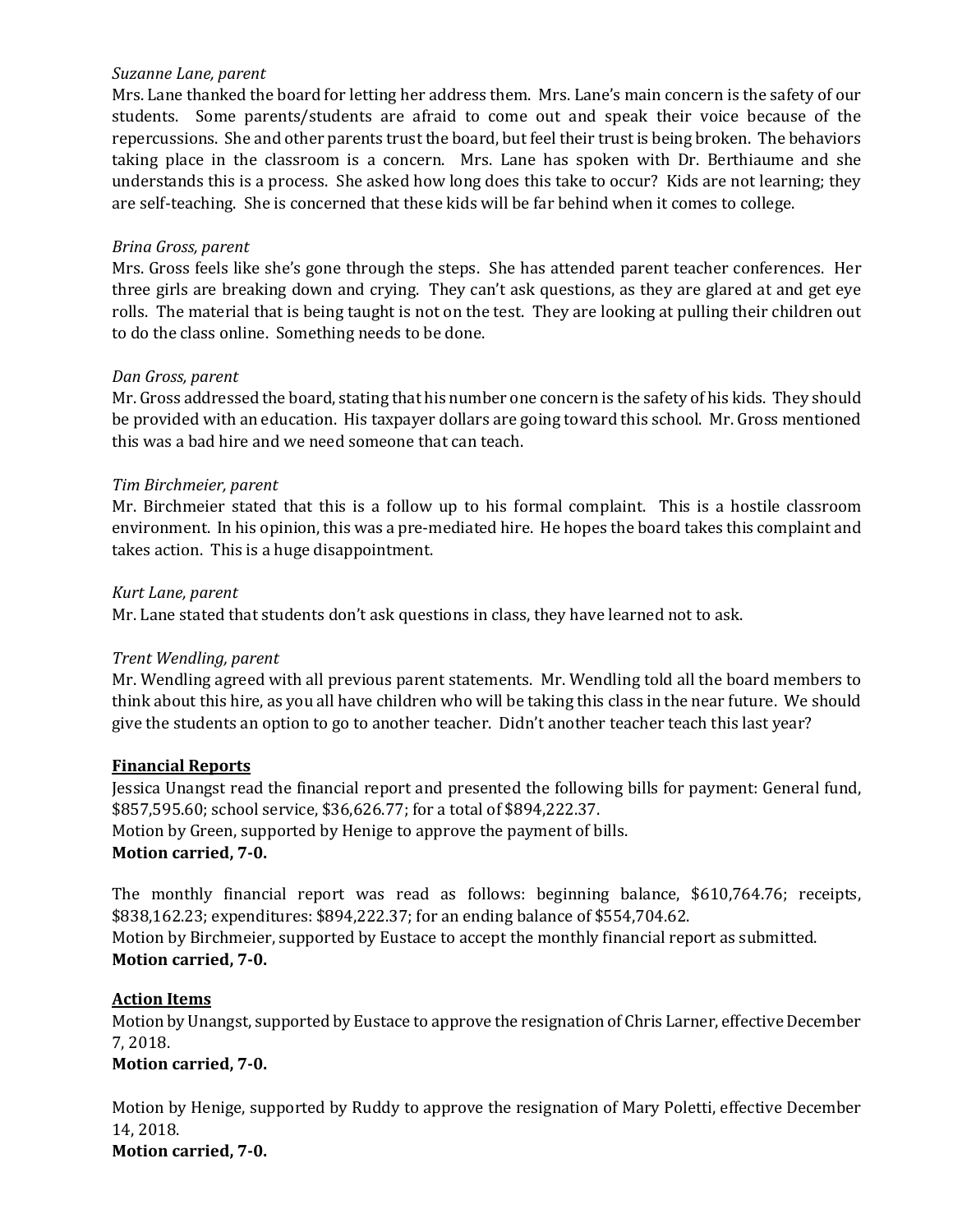*Suzanne Lane, parent*
Mrs. Lane thanked the board for letting her address them. Mrs. Lane's main concern is the safety of our students. Some parents/students are afraid to come out and speak their voice because of the repercussions. She and other parents trust the board, but feel their trust is being broken. The behaviors taking place in the classroom is a concern. Mrs. Lane has spoken with Dr. Berthiaume and she understands this is a process. She asked how long does this take to occur? Kids are not learning; they are self-teaching. She is concerned that these kids will be far behind when it comes to college.

*Brina Gross, parent*
Mrs. Gross feels like she's gone through the steps. She has attended parent teacher conferences. Her three girls are breaking down and crying. They can't ask questions, as they are glared at and get eye rolls. The material that is being taught is not on the test. They are looking at pulling their children out to do the class online. Something needs to be done.

*Dan Gross, parent*
Mr. Gross addressed the board, stating that his number one concern is the safety of his kids. They should be provided with an education. His taxpayer dollars are going toward this school. Mr. Gross mentioned this was a bad hire and we need someone that can teach.

*Tim Birchmeier, parent*
Mr. Birchmeier stated that this is a follow up to his formal complaint. This is a hostile classroom environment. In his opinion, this was a pre-mediated hire. He hopes the board takes this complaint and takes action. This is a huge disappointment.

*Kurt Lane, parent*
Mr. Lane stated that students don't ask questions in class, they have learned not to ask.

*Trent Wendling, parent*
Mr. Wendling agreed with all previous parent statements. Mr. Wendling told all the board members to think about this hire, as you all have children who will be taking this class in the near future. We should give the students an option to go to another teacher. Didn't another teacher teach this last year?

**Financial Reports**

Jessica Unangst read the financial report and presented the following bills for payment: General fund, $857,595.60; school service, $36,626.77; for a total of $894,222.37.
Motion by Green, supported by Henige to approve the payment of bills.
**Motion carried, 7-0.**

The monthly financial report was read as follows: beginning balance, $610,764.76; receipts, $838,162.23; expenditures: $894,222.37; for an ending balance of $554,704.62.
Motion by Birchmeier, supported by Eustace to accept the monthly financial report as submitted.
**Motion carried, 7-0.**

**Action Items**

Motion by Unangst, supported by Eustace to approve the resignation of Chris Larner, effective December 7, 2018.
**Motion carried, 7-0.**

Motion by Henige, supported by Ruddy to approve the resignation of Mary Poletti, effective December 14, 2018.
**Motion carried, 7-0.**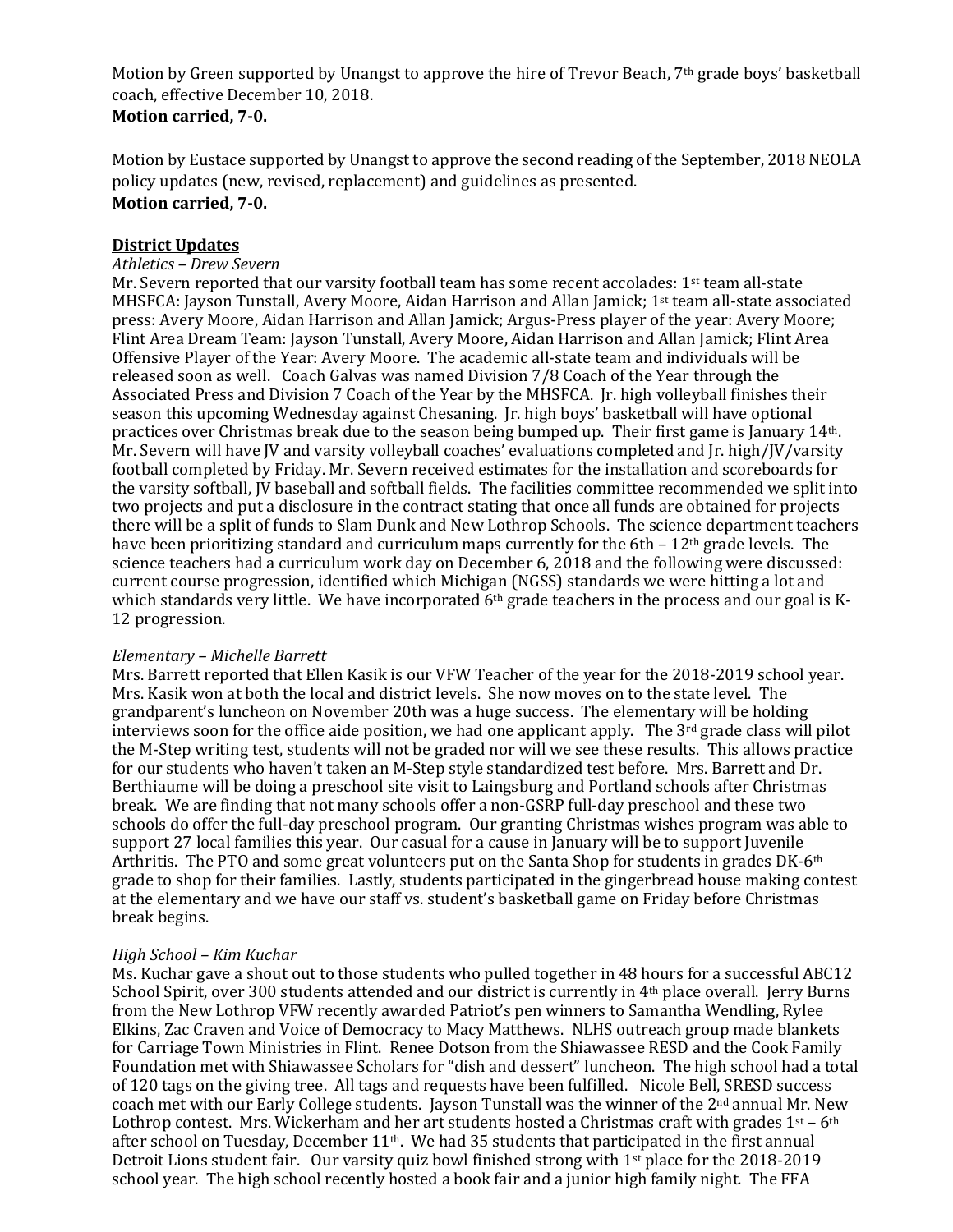Motion by Green supported by Unangst to approve the hire of Trevor Beach, 7th grade boys' basketball coach, effective December 10, 2018.
**Motion carried, 7-0.**

Motion by Eustace supported by Unangst to approve the second reading of the September, 2018 NEOLA policy updates (new, revised, replacement) and guidelines as presented.
**Motion carried, 7-0.**

**District Updates**

*Athletics – Drew Severn*

Mr. Severn reported that our varsity football team has some recent accolades: 1st team all-state MHSFCA: Jayson Tunstall, Avery Moore, Aidan Harrison and Allan Jamick; 1st team all-state associated press: Avery Moore, Aidan Harrison and Allan Jamick; Argus-Press player of the year: Avery Moore; Flint Area Dream Team: Jayson Tunstall, Avery Moore, Aidan Harrison and Allan Jamick; Flint Area Offensive Player of the Year: Avery Moore. The academic all-state team and individuals will be released soon as well. Coach Galvas was named Division 7/8 Coach of the Year through the Associated Press and Division 7 Coach of the Year by the MHSFCA. Jr. high volleyball finishes their season this upcoming Wednesday against Chesaning. Jr. high boys' basketball will have optional practices over Christmas break due to the season being bumped up. Their first game is January 14th. Mr. Severn will have JV and varsity volleyball coaches' evaluations completed and Jr. high/JV/varsity football completed by Friday. Mr. Severn received estimates for the installation and scoreboards for the varsity softball, JV baseball and softball fields. The facilities committee recommended we split into two projects and put a disclosure in the contract stating that once all funds are obtained for projects there will be a split of funds to Slam Dunk and New Lothrop Schools. The science department teachers have been prioritizing standard and curriculum maps currently for the 6th – 12th grade levels. The science teachers had a curriculum work day on December 6, 2018 and the following were discussed: current course progression, identified which Michigan (NGSS) standards we were hitting a lot and which standards very little. We have incorporated 6th grade teachers in the process and our goal is K-12 progression.

*Elementary – Michelle Barrett*

Mrs. Barrett reported that Ellen Kasik is our VFW Teacher of the year for the 2018-2019 school year. Mrs. Kasik won at both the local and district levels. She now moves on to the state level. The grandparent's luncheon on November 20th was a huge success. The elementary will be holding interviews soon for the office aide position, we had one applicant apply. The 3rd grade class will pilot the M-Step writing test, students will not be graded nor will we see these results. This allows practice for our students who haven't taken an M-Step style standardized test before. Mrs. Barrett and Dr. Berthiaume will be doing a preschool site visit to Laingsburg and Portland schools after Christmas break. We are finding that not many schools offer a non-GSRP full-day preschool and these two schools do offer the full-day preschool program. Our granting Christmas wishes program was able to support 27 local families this year. Our casual for a cause in January will be to support Juvenile Arthritis. The PTO and some great volunteers put on the Santa Shop for students in grades DK-6th grade to shop for their families. Lastly, students participated in the gingerbread house making contest at the elementary and we have our staff vs. student's basketball game on Friday before Christmas break begins.

*High School – Kim Kuchar*

Ms. Kuchar gave a shout out to those students who pulled together in 48 hours for a successful ABC12 School Spirit, over 300 students attended and our district is currently in 4th place overall. Jerry Burns from the New Lothrop VFW recently awarded Patriot's pen winners to Samantha Wendling, Rylee Elkins, Zac Craven and Voice of Democracy to Macy Matthews. NLHS outreach group made blankets for Carriage Town Ministries in Flint. Renee Dotson from the Shiawassee RESD and the Cook Family Foundation met with Shiawassee Scholars for "dish and dessert" luncheon. The high school had a total of 120 tags on the giving tree. All tags and requests have been fulfilled. Nicole Bell, SRESD success coach met with our Early College students. Jayson Tunstall was the winner of the 2nd annual Mr. New Lothrop contest. Mrs. Wickerham and her art students hosted a Christmas craft with grades 1st – 6th after school on Tuesday, December 11th. We had 35 students that participated in the first annual Detroit Lions student fair. Our varsity quiz bowl finished strong with 1st place for the 2018-2019 school year. The high school recently hosted a book fair and a junior high family night. The FFA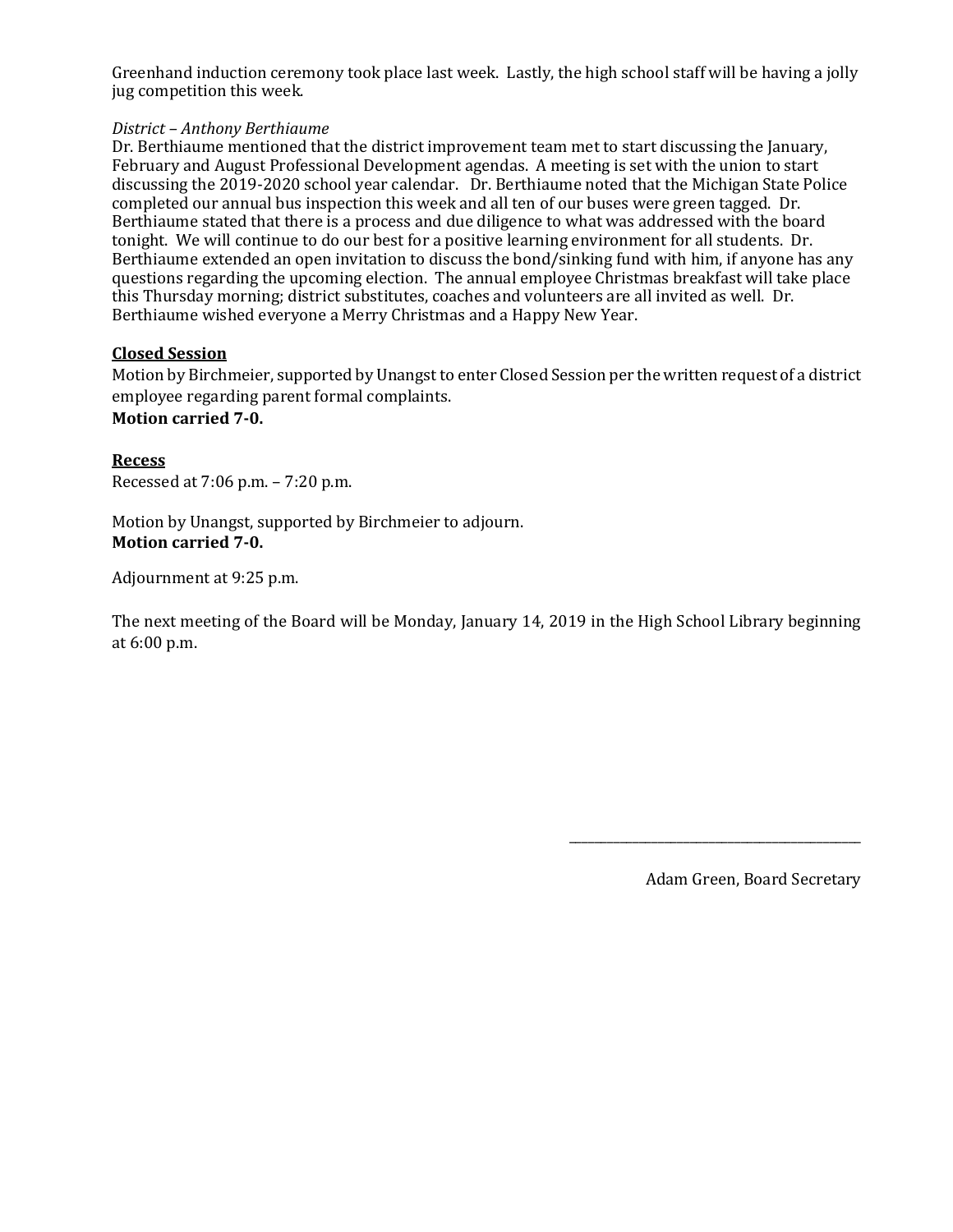Greenhand induction ceremony took place last week. Lastly, the high school staff will be having a jolly jug competition this week.

*District – Anthony Berthiaume*

Dr. Berthiaume mentioned that the district improvement team met to start discussing the January, February and August Professional Development agendas. A meeting is set with the union to start discussing the 2019-2020 school year calendar. Dr. Berthiaume noted that the Michigan State Police completed our annual bus inspection this week and all ten of our buses were green tagged. Dr. Berthiaume stated that there is a process and due diligence to what was addressed with the board tonight. We will continue to do our best for a positive learning environment for all students. Dr. Berthiaume extended an open invitation to discuss the bond/sinking fund with him, if anyone has any questions regarding the upcoming election. The annual employee Christmas breakfast will take place this Thursday morning; district substitutes, coaches and volunteers are all invited as well. Dr. Berthiaume wished everyone a Merry Christmas and a Happy New Year.

**Closed Session**

Motion by Birchmeier, supported by Unangst to enter Closed Session per the written request of a district employee regarding parent formal complaints.

**Motion carried 7-0.**

**Recess**

Recessed at 7:06 p.m. – 7:20 p.m.

Motion by Unangst, supported by Birchmeier to adjourn.

**Motion carried 7-0.**

Adjournment at 9:25 p.m.

The next meeting of the Board will be Monday, January 14, 2019 in the High School Library beginning at 6:00 p.m.

\_\_\_\_\_\_\_\_\_\_\_\_\_\_\_\_\_\_\_\_\_\_\_\_\_\_\_\_\_\_\_\_\_\_\_\_\_\_\_\_

Adam Green, Board Secretary